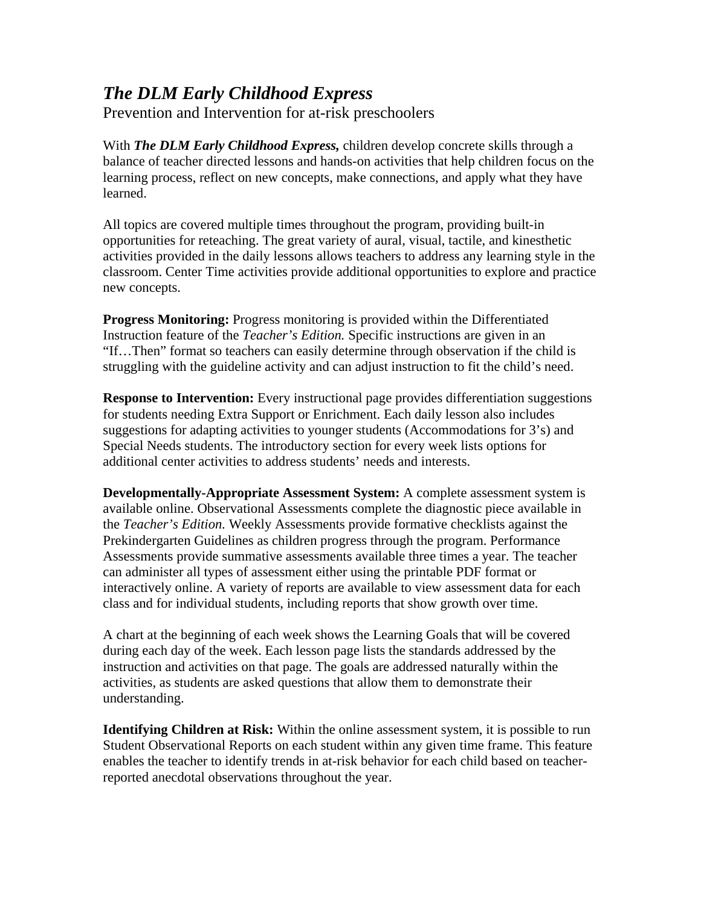# *The DLM Early Childhood Express*

Prevention and Intervention for at-risk preschoolers

With ***The DLM Early Childhood Express,*** children develop concrete skills through a balance of teacher directed lessons and hands-on activities that help children focus on the learning process, reflect on new concepts, make connections, and apply what they have learned.

All topics are covered multiple times throughout the program, providing built-in opportunities for reteaching. The great variety of aural, visual, tactile, and kinesthetic activities provided in the daily lessons allows teachers to address any learning style in the classroom. Center Time activities provide additional opportunities to explore and practice new concepts.

**Progress Monitoring:** Progress monitoring is provided within the Differentiated Instruction feature of the *Teacher's Edition.* Specific instructions are given in an "If…Then" format so teachers can easily determine through observation if the child is struggling with the guideline activity and can adjust instruction to fit the child's need.

**Response to Intervention:** Every instructional page provides differentiation suggestions for students needing Extra Support or Enrichment. Each daily lesson also includes suggestions for adapting activities to younger students (Accommodations for 3's) and Special Needs students. The introductory section for every week lists options for additional center activities to address students' needs and interests.

**Developmentally-Appropriate Assessment System:** A complete assessment system is available online. Observational Assessments complete the diagnostic piece available in the *Teacher's Edition.* Weekly Assessments provide formative checklists against the Prekindergarten Guidelines as children progress through the program. Performance Assessments provide summative assessments available three times a year. The teacher can administer all types of assessment either using the printable PDF format or interactively online. A variety of reports are available to view assessment data for each class and for individual students, including reports that show growth over time.

A chart at the beginning of each week shows the Learning Goals that will be covered during each day of the week. Each lesson page lists the standards addressed by the instruction and activities on that page. The goals are addressed naturally within the activities, as students are asked questions that allow them to demonstrate their understanding.

**Identifying Children at Risk:** Within the online assessment system, it is possible to run Student Observational Reports on each student within any given time frame. This feature enables the teacher to identify trends in at-risk behavior for each child based on teacher-reported anecdotal observations throughout the year.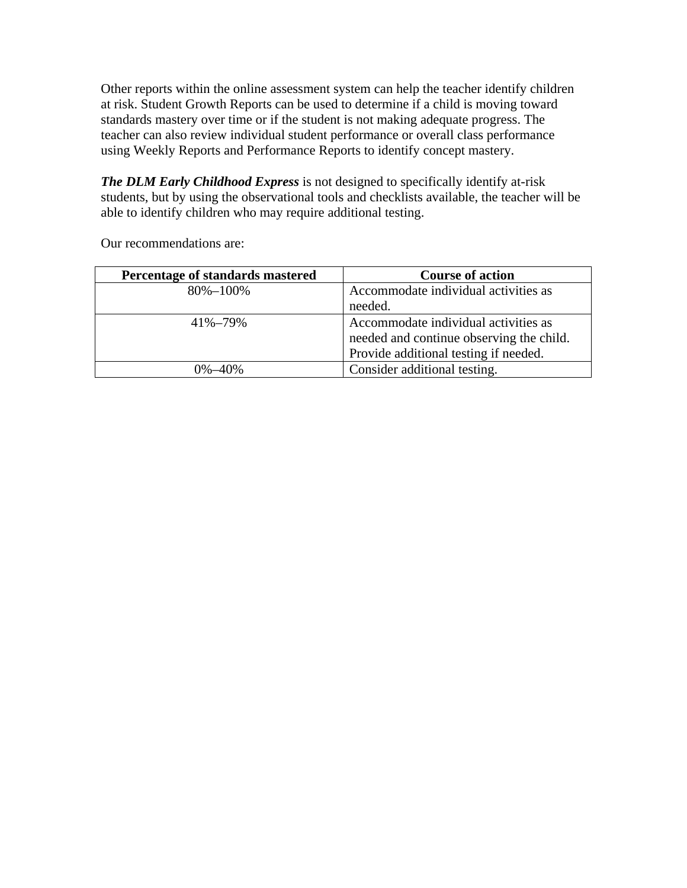Other reports within the online assessment system can help the teacher identify children at risk. Student Growth Reports can be used to determine if a child is moving toward standards mastery over time or if the student is not making adequate progress. The teacher can also review individual student performance or overall class performance using Weekly Reports and Performance Reports to identify concept mastery.

***The DLM Early Childhood Express*** is not designed to specifically identify at-risk students, but by using the observational tools and checklists available, the teacher will be able to identify children who may require additional testing.

Our recommendations are:

| Percentage of standards mastered | Course of action |
| --- | --- |
| 80%–100% | Accommodate individual activities as needed. |
| 41%–79% | Accommodate individual activities as needed and continue observing the child. Provide additional testing if needed. |
| 0%–40% | Consider additional testing. |